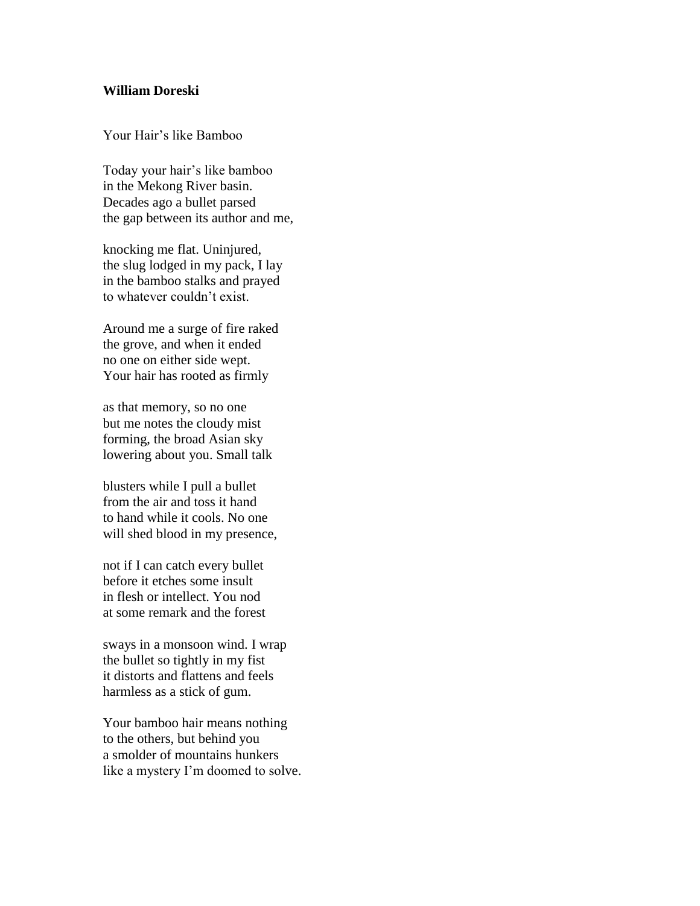**William Doreski**

Your Hair's like Bamboo

Today your hair's like bamboo  
in the Mekong River basin.  
Decades ago a bullet parsed  
the gap between its author and me,

knocking me flat. Uninjured,  
the slug lodged in my pack, I lay  
in the bamboo stalks and prayed  
to whatever couldn't exist.

Around me a surge of fire raked  
the grove, and when it ended  
no one on either side wept.  
Your hair has rooted as firmly

as that memory, so no one  
but me notes the cloudy mist  
forming, the broad Asian sky  
lowering about you. Small talk

blusters while I pull a bullet  
from the air and toss it hand  
to hand while it cools. No one  
will shed blood in my presence,

not if I can catch every bullet  
before it etches some insult  
in flesh or intellect. You nod  
at some remark and the forest

sways in a monsoon wind. I wrap  
the bullet so tightly in my fist  
it distorts and flattens and feels  
harmless as a stick of gum.

Your bamboo hair means nothing  
to the others, but behind you  
a smolder of mountains hunkers  
like a mystery I'm doomed to solve.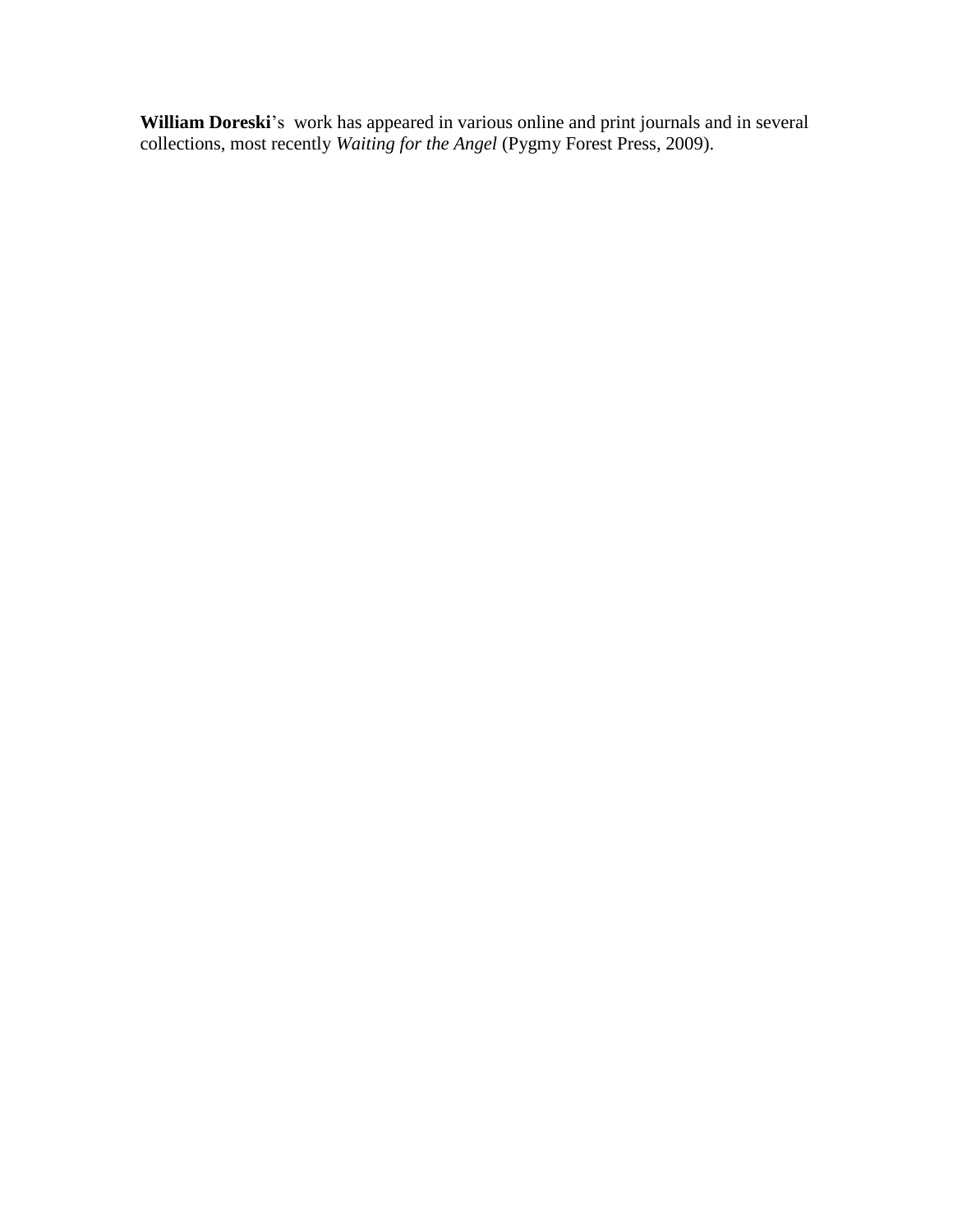**William Doreski**'s work has appeared in various online and print journals and in several collections, most recently *Waiting for the Angel* (Pygmy Forest Press, 2009).